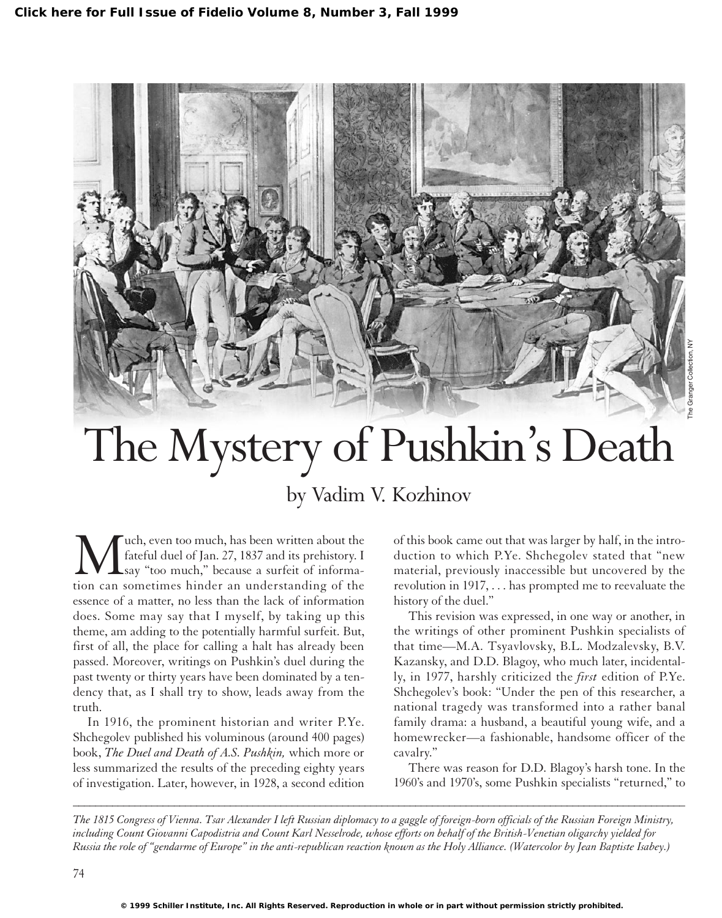# The Mystery of Pushkin's Death

by Vadim V. Kozhinov

Much, even too much, has been written about the fateful duel of Jan. 27, 1837 and its prehistory. I say "too much," because a surfeit of information can sometimes hinder an understanding of the essence of a matter, no less than the lack of information does. Some may say that I myself, by taking up this theme, am adding to the potentially harmful surfeit. But, first of all, the place for calling a halt has already been passed. Moreover, writings on Pushkin's duel during the past twenty or thirty years have been dominated by a tendency that, as I shall try to show, leads away from the truth.

In 1916, the prominent historian and writer P.Ye. Shchegolev published his voluminous (around 400 pages) book, *The Duel and Death of A.S. Pushkin,* which more or less summarized the results of the preceding eighty years of investigation. Later, however, in 1928, a second edition of this book came out that was larger by half, in the introduction to which P.Ye. Shchegolev stated that "new material, previously inaccessible but uncovered by the revolution in 1917, . . . has prompted me to reevaluate the history of the duel."

This revision was expressed, in one way or another, in the writings of other prominent Pushkin specialists of that time—M.A. Tsyavlovsky, B.L. Modzalevsky, B.V. Kazansky, and D.D. Blagoy, who much later, incidentally, in 1977, harshly criticized the *first* edition of P.Ye. Shchegolev's book: "Under the pen of this researcher, a national tragedy was transformed into a rather banal family drama: a husband, a beautiful young wife, and a homewrecker—a fashionable, handsome officer of the cavalry."

There was reason for D.D. Blagoy's harsh tone. In the 1960's and 1970's, some Pushkin specialists "returned," to

---

*The 1815 Congress of Vienna. Tsar Alexander I left Russian diplomacy to a gaggle of foreign-born officials of the Russian Foreign Ministry, including Count Giovanni Capodistria and Count Karl Nesselrode, whose efforts on behalf of the British-Venetian oligarchy yielded for Russia the role of "gendarme of Europe" in the anti-republican reaction known as the Holy Alliance. (Watercolor by Jean Baptiste Isabey.)*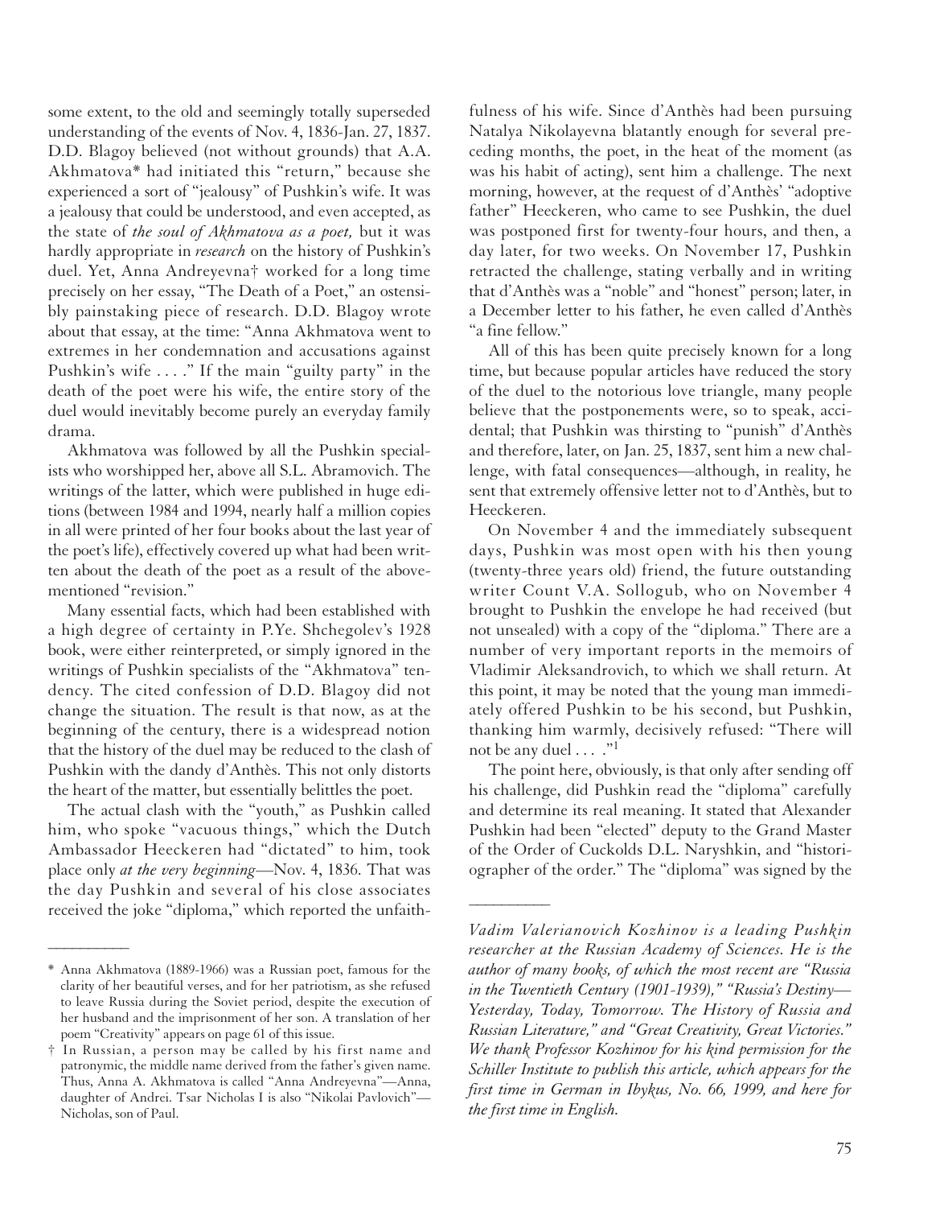some extent, to the old and seemingly totally superseded understanding of the events of Nov. 4, 1836-Jan. 27, 1837. D.D. Blagoy believed (not without grounds) that A.A. Akhmatova* had initiated this "return," because she experienced a sort of "jealousy" of Pushkin's wife. It was a jealousy that could be understood, and even accepted, as the state of *the soul of Akhmatova as a poet,* but it was hardly appropriate in *research* on the history of Pushkin's duel. Yet, Anna Andreyevna† worked for a long time precisely on her essay, "The Death of a Poet," an ostensibly painstaking piece of research. D.D. Blagoy wrote about that essay, at the time: "Anna Akhmatova went to extremes in her condemnation and accusations against Pushkin's wife . . . ." If the main "guilty party" in the death of the poet were his wife, the entire story of the duel would inevitably become purely an everyday family drama.

Akhmatova was followed by all the Pushkin specialists who worshipped her, above all S.L. Abramovich. The writings of the latter, which were published in huge editions (between 1984 and 1994, nearly half a million copies in all were printed of her four books about the last year of the poet's life), effectively covered up what had been written about the death of the poet as a result of the above-mentioned "revision."

Many essential facts, which had been established with a high degree of certainty in P.Ye. Shchegolev's 1928 book, were either reinterpreted, or simply ignored in the writings of Pushkin specialists of the "Akhmatova" tendency. The cited confession of D.D. Blagoy did not change the situation. The result is that now, as at the beginning of the century, there is a widespread notion that the history of the duel may be reduced to the clash of Pushkin with the dandy d'Anthès. This not only distorts the heart of the matter, but essentially belittles the poet.

The actual clash with the "youth," as Pushkin called him, who spoke "vacuous things," which the Dutch Ambassador Heeckeren had "dictated" to him, took place only *at the very beginning*—Nov. 4, 1836. That was the day Pushkin and several of his close associates received the joke "diploma," which reported the unfaithfulness of his wife. Since d'Anthès had been pursuing Natalya Nikolayevna blatantly enough for several preceding months, the poet, in the heat of the moment (as was his habit of acting), sent him a challenge. The next morning, however, at the request of d'Anthès' "adoptive father" Heeckeren, who came to see Pushkin, the duel was postponed first for twenty-four hours, and then, a day later, for two weeks. On November 17, Pushkin retracted the challenge, stating verbally and in writing that d'Anthès was a "noble" and "honest" person; later, in a December letter to his father, he even called d'Anthès "a fine fellow."

All of this has been quite precisely known for a long time, but because popular articles have reduced the story of the duel to the notorious love triangle, many people believe that the postponements were, so to speak, accidental; that Pushkin was thirsting to "punish" d'Anthès and therefore, later, on Jan. 25, 1837, sent him a new challenge, with fatal consequences—although, in reality, he sent that extremely offensive letter not to d'Anthès, but to Heeckeren.

On November 4 and the immediately subsequent days, Pushkin was most open with his then young (twenty-three years old) friend, the future outstanding writer Count V.A. Sollogub, who on November 4 brought to Pushkin the envelope he had received (but not unsealed) with a copy of the "diploma." There are a number of very important reports in the memoirs of Vladimir Aleksandrovich, to which we shall return. At this point, it may be noted that the young man immediately offered Pushkin to be his second, but Pushkin, thanking him warmly, decisively refused: "There will not be any duel . . . ."[1]

The point here, obviously, is that only after sending off his challenge, did Pushkin read the "diploma" carefully and determine its real meaning. It stated that Alexander Pushkin had been "elected" deputy to the Grand Master of the Order of Cuckolds D.L. Naryshkin, and "historiographer of the order." The "diploma" was signed by the

---

\* Anna Akhmatova (1889-1966) was a Russian poet, famous for the clarity of her beautiful verses, and for her patriotism, as she refused to leave Russia during the Soviet period, despite the execution of her husband and the imprisonment of her son. A translation of her poem "Creativity" appears on page 61 of this issue.

† In Russian, a person may be called by his first name and patronymic, the middle name derived from the father's given name. Thus, Anna A. Akhmatova is called "Anna Andreyevna"—Anna, daughter of Andrei. Tsar Nicholas I is also "Nikolai Pavlovich"—Nicholas, son of Paul.

---

*Vadim Valerianovich Kozhinov is a leading Pushkin researcher at the Russian Academy of Sciences. He is the author of many books, of which the most recent are "Russia in the Twentieth Century (1901-1939)," "Russia's Destiny—Yesterday, Today, Tomorrow. The History of Russia and Russian Literature," and "Great Creativity, Great Victories." We thank Professor Kozhinov for his kind permission for the Schiller Institute to publish this article, which appears for the first time in German in Ibykus, No. 66, 1999, and here for the first time in English.*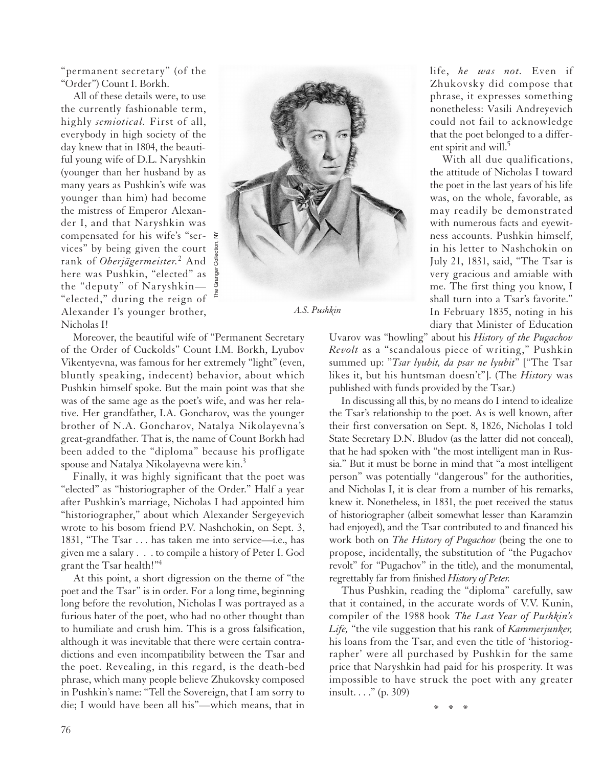"permanent secretary" (of the "Order") Count I. Borkh.

All of these details were, to use the currently fashionable term, highly *semiotical.* First of all, everybody in high society of the day knew that in 1804, the beautiful young wife of D.L. Naryshkin (younger than her husband by as many years as Pushkin's wife was younger than him) had become the mistress of Emperor Alexander I, and that Naryshkin was compensated for his wife's "services" by being given the court rank of *Oberjägermeister.*[2] And here was Pushkin, "elected" as the "deputy" of Naryshkin—"elected," during the reign of Alexander I's younger brother, Nicholas I!

Moreover, the beautiful wife of "Permanent Secretary of the Order of Cuckolds" Count I.M. Borkh, Lyubov Vikentyevna, was famous for her extremely "light" (even, bluntly speaking, indecent) behavior, about which Pushkin himself spoke. But the main point was that she was of the same age as the poet's wife, and was her relative. Her grandfather, I.A. Goncharov, was the younger brother of N.A. Goncharov, Natalya Nikolayevna's great-grandfather. That is, the name of Count Borkh had been added to the "diploma" because his profligate spouse and Natalya Nikolayevna were kin.[3]

Finally, it was highly significant that the poet was "elected" as "historiographer of the Order." Half a year after Pushkin's marriage, Nicholas I had appointed him "historiographer," about which Alexander Sergeyevich wrote to his bosom friend P.V. Nashchokin, on Sept. 3, 1831, "The Tsar . . . has taken me into service—i.e., has given me a salary . . . to compile a history of Peter I. God grant the Tsar health!"[4]

At this point, a short digression on the theme of "the poet and the Tsar" is in order. For a long time, beginning long before the revolution, Nicholas I was portrayed as a furious hater of the poet, who had no other thought than to humiliate and crush him. This is a gross falsification, although it was inevitable that there were certain contradictions and even incompatibility between the Tsar and the poet. Revealing, in this regard, is the death-bed phrase, which many people believe Zhukovsky composed in Pushkin's name: "Tell the Sovereign, that I am sorry to die; I would have been all his"—which means, that in life, *he was not.* Even if Zhukovsky did compose that phrase, it expresses something nonetheless: Vasili Andreyevich could not fail to acknowledge that the poet belonged to a different spirit and will.[5]

*A.S. Pushkin*

With all due qualifications, the attitude of Nicholas I toward the poet in the last years of his life was, on the whole, favorable, as may readily be demonstrated with numerous facts and eyewitness accounts. Pushkin himself, in his letter to Nashchokin on July 21, 1831, said, "The Tsar is very gracious and amiable with me. The first thing you know, I shall turn into a Tsar's favorite." In February 1835, noting in his diary that Minister of Education Uvarov was "howling" about his *History of the Pugachov Revolt* as a "scandalous piece of writing," Pushkin summed up: "*Tsar lyubit, da psar ne lyubit*" ["The Tsar likes it, but his huntsman doesn't"]. (The *History* was published with funds provided by the Tsar.)

In discussing all this, by no means do I intend to idealize the Tsar's relationship to the poet. As is well known, after their first conversation on Sept. 8, 1826, Nicholas I told State Secretary D.N. Bludov (as the latter did not conceal), that he had spoken with "the most intelligent man in Russia." But it must be borne in mind that "a most intelligent person" was potentially "dangerous" for the authorities, and Nicholas I, it is clear from a number of his remarks, knew it. Nonetheless, in 1831, the poet received the status of historiographer (albeit somewhat lesser than Karamzin had enjoyed), and the Tsar contributed to and financed his work both on *The History of Pugachov* (being the one to propose, incidentally, the substitution of "the Pugachov revolt" for "Pugachov" in the title), and the monumental, regrettably far from finished *History of Peter.*

Thus Pushkin, reading the "diploma" carefully, saw that it contained, in the accurate words of V.V. Kunin, compiler of the 1988 book *The Last Year of Pushkin's Life,* "the vile suggestion that his rank of *Kammerjunker,* his loans from the Tsar, and even the title of 'historiographer' were all purchased by Pushkin for the same price that Naryshkin had paid for his prosperity. It was impossible to have struck the poet with any greater insult. . . ." (p. 309)

\* \* \*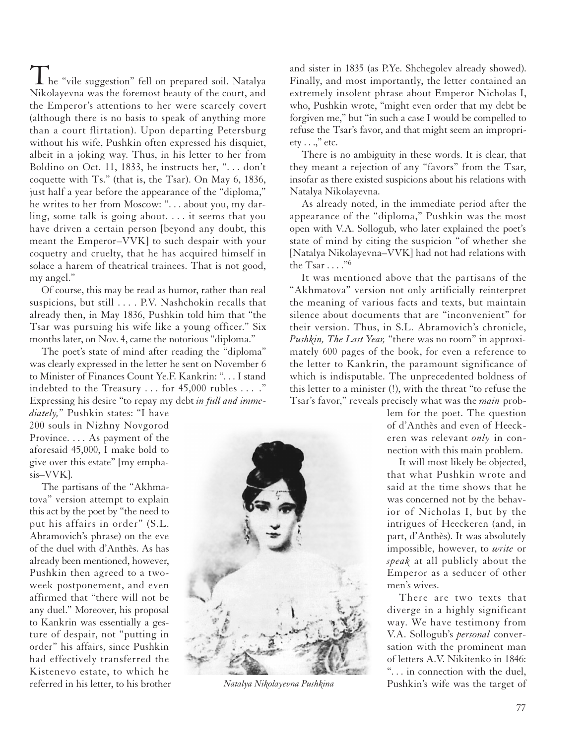The "vile suggestion" fell on prepared soil. Natalya Nikolayevna was the foremost beauty of the court, and the Emperor's attentions to her were scarcely covert (although there is no basis to speak of anything more than a court flirtation). Upon departing Petersburg without his wife, Pushkin often expressed his disquiet, albeit in a joking way. Thus, in his letter to her from Boldino on Oct. 11, 1833, he instructs her, ". . . don't coquette with Ts." (that is, the Tsar). On May 6, 1836, just half a year before the appearance of the "diploma," he writes to her from Moscow: ". . . about you, my darling, some talk is going about. . . . it seems that you have driven a certain person [beyond any doubt, this meant the Emperor–VVK] to such despair with your coquetry and cruelty, that he has acquired himself in solace a harem of theatrical trainees. That is not good, my angel."

Of course, this may be read as humor, rather than real suspicions, but still . . . . P.V. Nashchokin recalls that already then, in May 1836, Pushkin told him that "the Tsar was pursuing his wife like a young officer." Six months later, on Nov. 4, came the notorious "diploma."

The poet's state of mind after reading the "diploma" was clearly expressed in the letter he sent on November 6 to Minister of Finances Count Ye.F. Kankrin: ". . . I stand indebted to the Treasury . . . for 45,000 rubles . . . ." Expressing his desire "to repay my debt *in full and immediately,*" Pushkin states: "I have 200 souls in Nizhny Novgorod Province. . . . As payment of the aforesaid 45,000, I make bold to give over this estate" [my emphasis–VVK].

The partisans of the "Akhmatova" version attempt to explain this act by the poet by "the need to put his affairs in order" (S.L. Abramovich's phrase) on the eve of the duel with d'Anthès. As has already been mentioned, however, Pushkin then agreed to a two-week postponement, and even affirmed that "there will not be any duel." Moreover, his proposal to Kankrin was essentially a gesture of despair, not "putting in order" his affairs, since Pushkin had effectively transferred the Kistenevo estate, to which he referred in his letter, to his brother and sister in 1835 (as P.Ye. Shchegolev already showed). Finally, and most importantly, the letter contained an extremely insolent phrase about Emperor Nicholas I, who, Pushkin wrote, "might even order that my debt be forgiven me," but "in such a case I would be compelled to refuse the Tsar's favor, and that might seem an impropriety . . .," etc.

There is no ambiguity in these words. It is clear, that they meant a rejection of any "favors" from the Tsar, insofar as there existed suspicions about his relations with Natalya Nikolayevna.

As already noted, in the immediate period after the appearance of the "diploma," Pushkin was the most open with V.A. Sollogub, who later explained the poet's state of mind by citing the suspicion "of whether she [Natalya Nikolayevna–VVK] had not had relations with the Tsar . . . ."[6]

It was mentioned above that the partisans of the "Akhmatova" version not only artificially reinterpret the meaning of various facts and texts, but maintain silence about documents that are "inconvenient" for their version. Thus, in S.L. Abramovich's chronicle, *Pushkin, The Last Year,* "there was no room" in approximately 600 pages of the book, for even a reference to the letter to Kankrin, the paramount significance of which is indisputable. The unprecedented boldness of this letter to a minister (!), with the threat "to refuse the Tsar's favor," reveals precisely what was the *main* problem for the poet. The question of d'Anthès and even of Heeckeren was relevant *only* in connection with this main problem.

It will most likely be objected, that what Pushkin wrote and said at the time shows that he was concerned not by the behavior of Nicholas I, but by the intrigues of Heeckeren (and, in part, d'Anthès). It was absolutely impossible, however, to *write* or *speak* at all publicly about the Emperor as a seducer of other men's wives.

There are two texts that diverge in a highly significant way. We have testimony from V.A. Sollogub's *personal* conversation with the prominent man of letters A.V. Nikitenko in 1846: ". . . in connection with the duel, Pushkin's wife was the target of

*Natalya Nikolayevna Pushkina*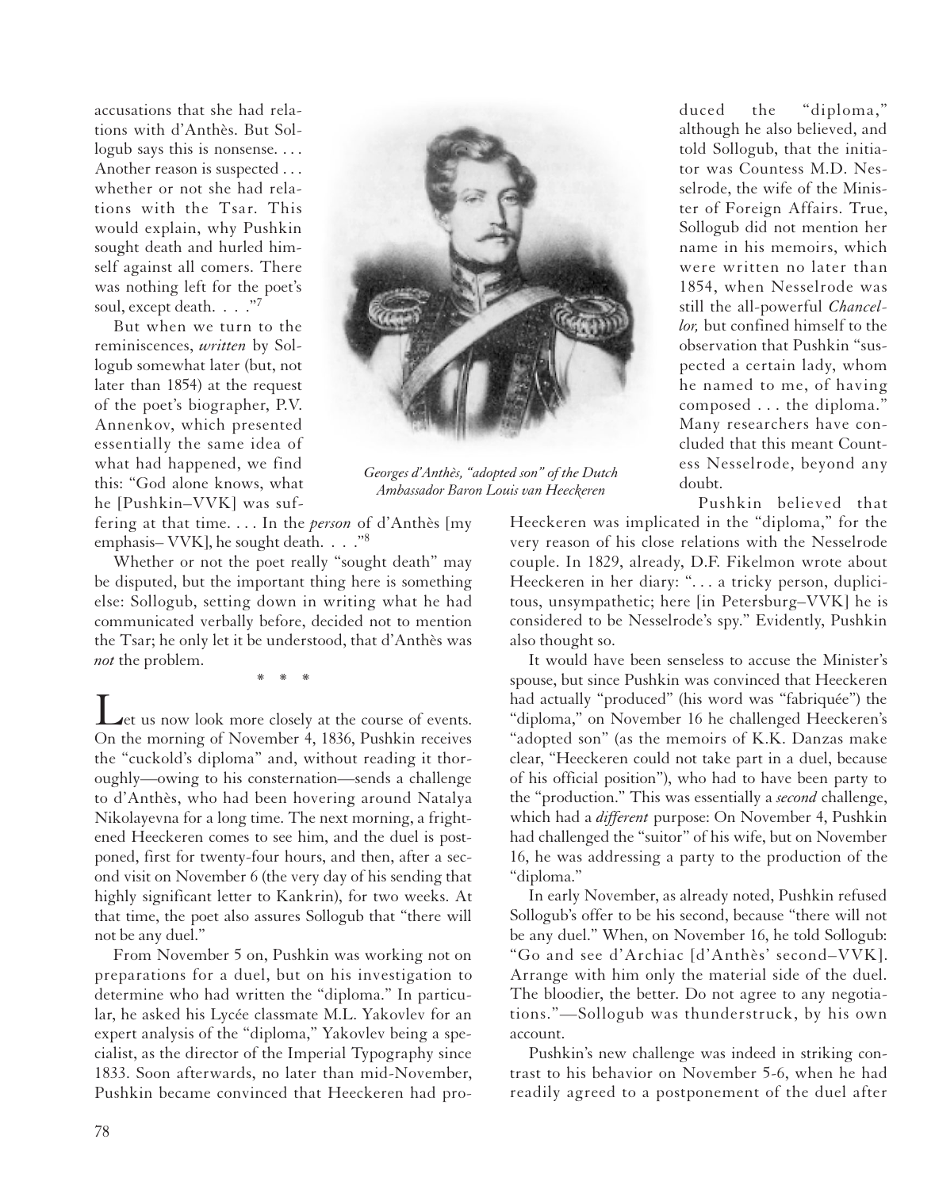accusations that she had relations with d'Anthès. But Sollogub says this is nonsense. . . . Another reason is suspected . . . whether or not she had relations with the Tsar. This would explain, why Pushkin sought death and hurled himself against all comers. There was nothing left for the poet's soul, except death. . . ."[7]

But when we turn to the reminiscences, ***written*** by Sollogub somewhat later (but, not later than 1854) at the request of the poet's biographer, P.V. Annenkov, which presented essentially the same idea of what had happened, we find this: "God alone knows, what he [Pushkin–VVK] was suffering at that time. . . . In the *person* of d'Anthès [my emphasis– VVK], he sought death. . . ."[8]

Whether or not the poet really "sought death" may be disputed, but the important thing here is something else: Sollogub, setting down in writing what he had communicated verbally before, decided not to mention the Tsar; he only let it be understood, that d'Anthès was *not* the problem.

\* \* \*

Let us now look more closely at the course of events. On the morning of November 4, 1836, Pushkin receives the "cuckold's diploma" and, without reading it thoroughly—owing to his consternation—sends a challenge to d'Anthès, who had been hovering around Natalya Nikolayevna for a long time. The next morning, a frightened Heeckeren comes to see him, and the duel is postponed, first for twenty-four hours, and then, after a second visit on November 6 (the very day of his sending that highly significant letter to Kankrin), for two weeks. At that time, the poet also assures Sollogub that "there will not be any duel."

From November 5 on, Pushkin was working not on preparations for a duel, but on his investigation to determine who had written the "diploma." In particular, he asked his Lycée classmate M.L. Yakovlev for an expert analysis of the "diploma," Yakovlev being a specialist, as the director of the Imperial Typography since 1833. Soon afterwards, no later than mid-November, Pushkin became convinced that Heeckeren had produced the "diploma," although he also believed, and told Sollogub, that the initiator was Countess M.D. Nesselrode, the wife of the Minister of Foreign Affairs. True, Sollogub did not mention her name in his memoirs, which were written no later than 1854, when Nesselrode was still the all-powerful *Chancellor,* but confined himself to the observation that Pushkin "suspected a certain lady, whom he named to me, of having composed . . . the diploma." Many researchers have concluded that this meant Countess Nesselrode, beyond any doubt.

*Georges d'Anthès, "adopted son" of the Dutch Ambassador Baron Louis van Heeckeren*

Pushkin believed that Heeckeren was implicated in the "diploma," for the very reason of his close relations with the Nesselrode couple. In 1829, already, D.F. Fikelmon wrote about Heeckeren in her diary: ". . . a tricky person, duplicitous, unsympathetic; here [in Petersburg–VVK] he is considered to be Nesselrode's spy." Evidently, Pushkin also thought so.

It would have been senseless to accuse the Minister's spouse, but since Pushkin was convinced that Heeckeren had actually "produced" (his word was "fabriquée") the "diploma," on November 16 he challenged Heeckeren's "adopted son" (as the memoirs of K.K. Danzas make clear, "Heeckeren could not take part in a duel, because of his official position"), who had to have been party to the "production." This was essentially a *second* challenge, which had a *different* purpose: On November 4, Pushkin had challenged the "suitor" of his wife, but on November 16, he was addressing a party to the production of the "diploma."

In early November, as already noted, Pushkin refused Sollogub's offer to be his second, because "there will not be any duel." When, on November 16, he told Sollogub: "Go and see d'Archiac [d'Anthès' second–VVK]. Arrange with him only the material side of the duel. The bloodier, the better. Do not agree to any negotiations."—Sollogub was thunderstruck, by his own account.

Pushkin's new challenge was indeed in striking contrast to his behavior on November 5-6, when he had readily agreed to a postponement of the duel after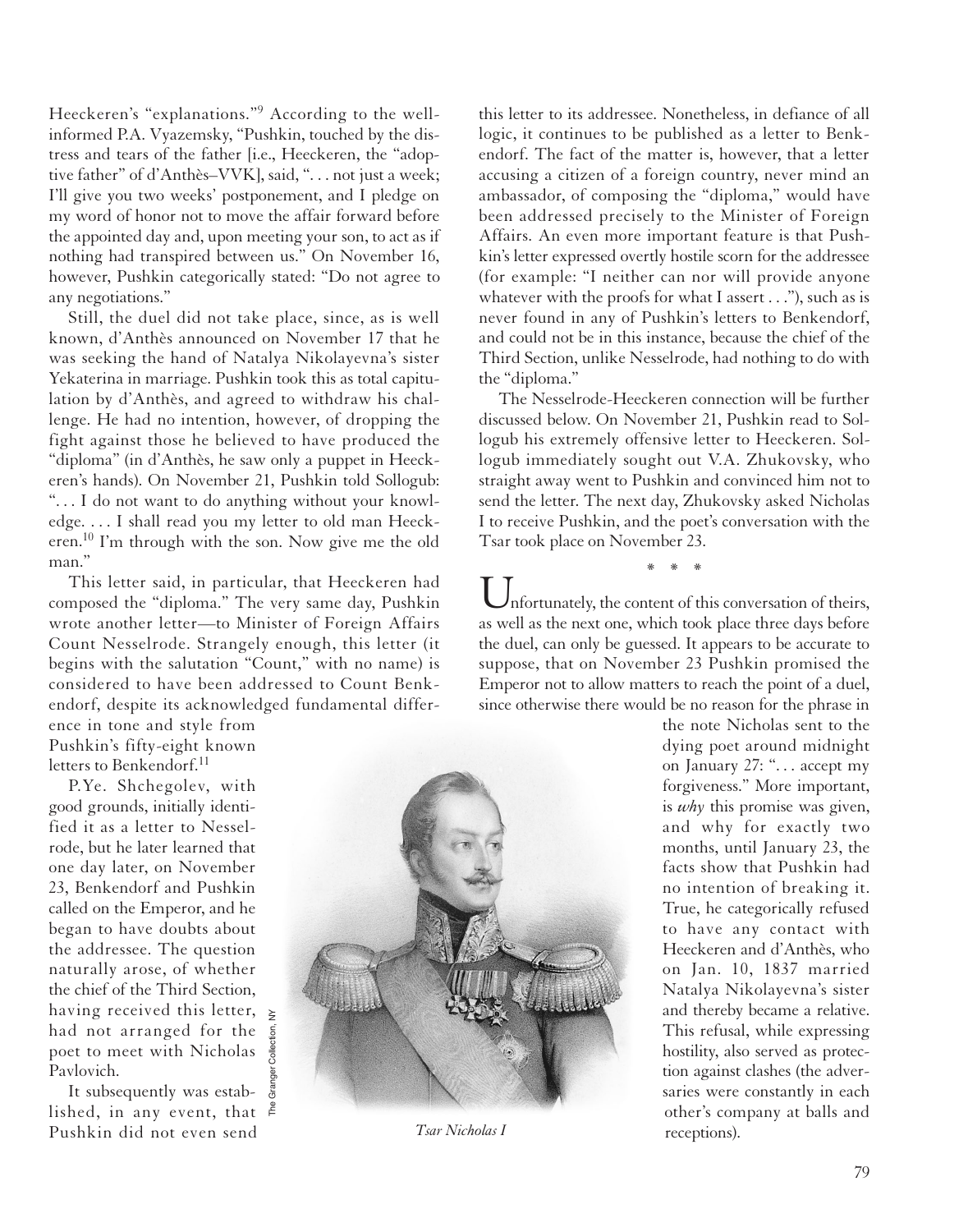Heeckeren's "explanations."[9] According to the well-informed P.A. Vyazemsky, "Pushkin, touched by the distress and tears of the father [i.e., Heeckeren, the "adoptive father" of d'Anthès–VVK], said, ". . . not just a week; I'll give you two weeks' postponement, and I pledge on my word of honor not to move the affair forward before the appointed day and, upon meeting your son, to act as if nothing had transpired between us." On November 16, however, Pushkin categorically stated: "Do not agree to any negotiations."

Still, the duel did not take place, since, as is well known, d'Anthès announced on November 17 that he was seeking the hand of Natalya Nikolayevna's sister Yekaterina in marriage. Pushkin took this as total capitulation by d'Anthès, and agreed to withdraw his challenge. He had no intention, however, of dropping the fight against those he believed to have produced the "diploma" (in d'Anthès, he saw only a puppet in Heeckeren's hands). On November 21, Pushkin told Sollogub: ". . . I do not want to do anything without your knowledge. . . . I shall read you my letter to old man Heeckeren.[10] I'm through with the son. Now give me the old man."

This letter said, in particular, that Heeckeren had composed the "diploma." The very same day, Pushkin wrote another letter—to Minister of Foreign Affairs Count Nesselrode. Strangely enough, this letter (it begins with the salutation "Count," with no name) is considered to have been addressed to Count Benkendorf, despite its acknowledged fundamental difference in tone and style from Pushkin's fifty-eight known letters to Benkendorf.[11]

P.Ye. Shchegolev, with good grounds, initially identified it as a letter to Nesselrode, but he later learned that one day later, on November 23, Benkendorf and Pushkin called on the Emperor, and he began to have doubts about the addressee. The question naturally arose, of whether the chief of the Third Section, having received this letter, had not arranged for the poet to meet with Nicholas Pavlovich.

It subsequently was established, in any event, that Pushkin did not even send this letter to its addressee. Nonetheless, in defiance of all logic, it continues to be published as a letter to Benkendorf. The fact of the matter is, however, that a letter accusing a citizen of a foreign country, never mind an ambassador, of composing the "diploma," would have been addressed precisely to the Minister of Foreign Affairs. An even more important feature is that Pushkin's letter expressed overtly hostile scorn for the addressee (for example: "I neither can nor will provide anyone whatever with the proofs for what I assert . . ."), such as is never found in any of Pushkin's letters to Benkendorf, and could not be in this instance, because the chief of the Third Section, unlike Nesselrode, had nothing to do with the "diploma."

The Nesselrode-Heeckeren connection will be further discussed below. On November 21, Pushkin read to Sollogub his extremely offensive letter to Heeckeren. Sollogub immediately sought out V.A. Zhukovsky, who straight away went to Pushkin and convinced him not to send the letter. The next day, Zhukovsky asked Nicholas I to receive Pushkin, and the poet's conversation with the Tsar took place on November 23.

\* \* \*

Unfortunately, the content of this conversation of theirs, as well as the next one, which took place three days before the duel, can only be guessed. It appears to be accurate to suppose, that on November 23 Pushkin promised the Emperor not to allow matters to reach the point of a duel, since otherwise there would be no reason for the phrase in the note Nicholas sent to the dying poet around midnight on January 27: ". . . accept my forgiveness." More important, is *why* this promise was given, and why for exactly two months, until January 23, the facts show that Pushkin had no intention of breaking it. True, he categorically refused to have any contact with Heeckeren and d'Anthès, who on Jan. 10, 1837 married Natalya Nikolayevna's sister and thereby became a relative. This refusal, while expressing hostility, also served as protection against clashes (the adversaries were constantly in each other's company at balls and receptions).

The Granger Collection, NY

*Tsar Nicholas I*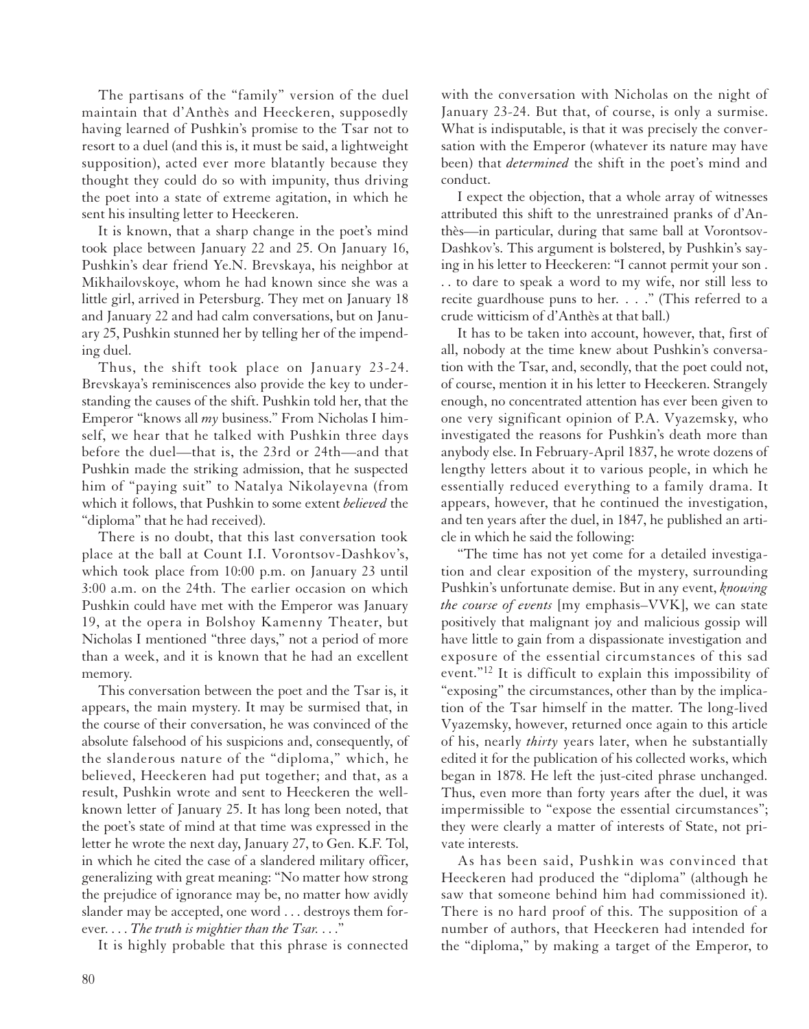The partisans of the "family" version of the duel maintain that d'Anthès and Heeckeren, supposedly having learned of Pushkin's promise to the Tsar not to resort to a duel (and this is, it must be said, a lightweight supposition), acted ever more blatantly because they thought they could do so with impunity, thus driving the poet into a state of extreme agitation, in which he sent his insulting letter to Heeckeren.

It is known, that a sharp change in the poet's mind took place between January 22 and 25. On January 16, Pushkin's dear friend Ye.N. Brevskaya, his neighbor at Mikhailovskoye, whom he had known since she was a little girl, arrived in Petersburg. They met on January 18 and January 22 and had calm conversations, but on January 25, Pushkin stunned her by telling her of the impending duel.

Thus, the shift took place on January 23-24. Brevskaya's reminiscences also provide the key to understanding the causes of the shift. Pushkin told her, that the Emperor "knows all *my* business." From Nicholas I himself, we hear that he talked with Pushkin three days before the duel—that is, the 23rd or 24th—and that Pushkin made the striking admission, that he suspected him of "paying suit" to Natalya Nikolayevna (from which it follows, that Pushkin to some extent *believed* the "diploma" that he had received).

There is no doubt, that this last conversation took place at the ball at Count I.I. Vorontsov-Dashkov's, which took place from 10:00 p.m. on January 23 until 3:00 a.m. on the 24th. The earlier occasion on which Pushkin could have met with the Emperor was January 19, at the opera in Bolshoy Kamenny Theater, but Nicholas I mentioned "three days," not a period of more than a week, and it is known that he had an excellent memory.

This conversation between the poet and the Tsar is, it appears, the main mystery. It may be surmised that, in the course of their conversation, he was convinced of the absolute falsehood of his suspicions and, consequently, of the slanderous nature of the "diploma," which, he believed, Heeckeren had put together; and that, as a result, Pushkin wrote and sent to Heeckeren the well-known letter of January 25. It has long been noted, that the poet's state of mind at that time was expressed in the letter he wrote the next day, January 27, to Gen. K.F. Tol, in which he cited the case of a slandered military officer, generalizing with great meaning: "No matter how strong the prejudice of ignorance may be, no matter how avidly slander may be accepted, one word . . . destroys them forever. . . . *The truth is mightier than the Tsar.* . . ."

It is highly probable that this phrase is connected with the conversation with Nicholas on the night of January 23-24. But that, of course, is only a surmise. What is indisputable, is that it was precisely the conversation with the Emperor (whatever its nature may have been) that *determined* the shift in the poet's mind and conduct.

I expect the objection, that a whole array of witnesses attributed this shift to the unrestrained pranks of d'Anthès—in particular, during that same ball at Vorontsov-Dashkov's. This argument is bolstered, by Pushkin's saying in his letter to Heeckeren: "I cannot permit your son . . . to dare to speak a word to my wife, nor still less to recite guardhouse puns to her. . . ." (This referred to a crude witticism of d'Anthès at that ball.)

It has to be taken into account, however, that, first of all, nobody at the time knew about Pushkin's conversation with the Tsar, and, secondly, that the poet could not, of course, mention it in his letter to Heeckeren. Strangely enough, no concentrated attention has ever been given to one very significant opinion of P.A. Vyazemsky, who investigated the reasons for Pushkin's death more than anybody else. In February-April 1837, he wrote dozens of lengthy letters about it to various people, in which he essentially reduced everything to a family drama. It appears, however, that he continued the investigation, and ten years after the duel, in 1847, he published an article in which he said the following:

"The time has not yet come for a detailed investigation and clear exposition of the mystery, surrounding Pushkin's unfortunate demise. But in any event, *knowing the course of events* [my emphasis–VVK], we can state positively that malignant joy and malicious gossip will have little to gain from a dispassionate investigation and exposure of the essential circumstances of this sad event."[12] It is difficult to explain this impossibility of "exposing" the circumstances, other than by the implication of the Tsar himself in the matter. The long-lived Vyazemsky, however, returned once again to this article of his, nearly *thirty* years later, when he substantially edited it for the publication of his collected works, which began in 1878. He left the just-cited phrase unchanged. Thus, even more than forty years after the duel, it was impermissible to "expose the essential circumstances"; they were clearly a matter of interests of State, not private interests.

As has been said, Pushkin was convinced that Heeckeren had produced the "diploma" (although he saw that someone behind him had commissioned it). There is no hard proof of this. The supposition of a number of authors, that Heeckeren had intended for the "diploma," by making a target of the Emperor, to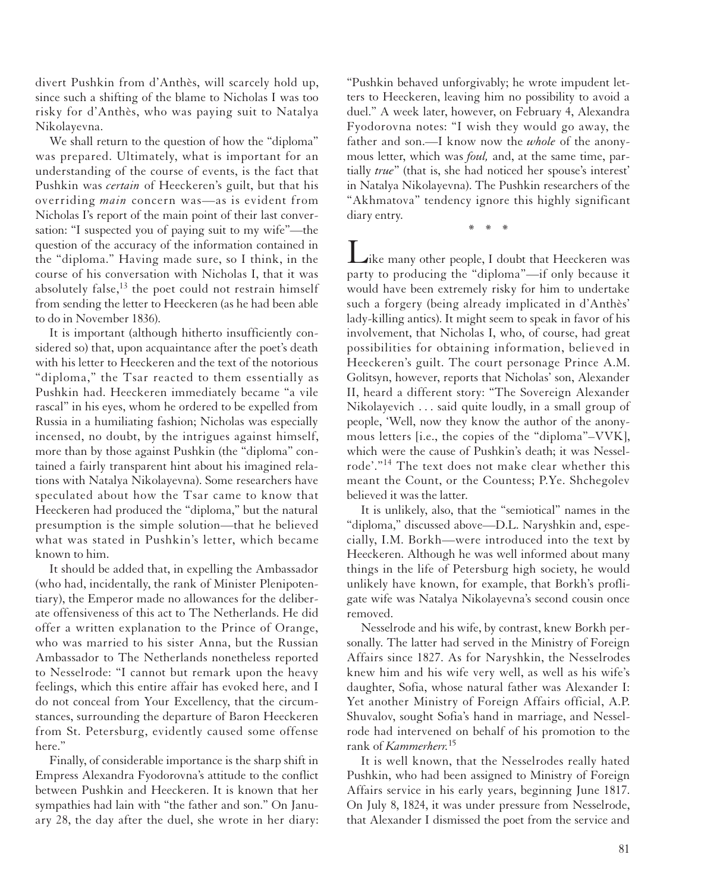divert Pushkin from d'Anthès, will scarcely hold up, since such a shifting of the blame to Nicholas I was too risky for d'Anthès, who was paying suit to Natalya Nikolayevna.

We shall return to the question of how the "diploma" was prepared. Ultimately, what is important for an understanding of the course of events, is the fact that Pushkin was *certain* of Heeckeren's guilt, but that his overriding *main* concern was—as is evident from Nicholas I's report of the main point of their last conversation: "I suspected you of paying suit to my wife"—the question of the accuracy of the information contained in the "diploma." Having made sure, so I think, in the course of his conversation with Nicholas I, that it was absolutely false,[13] the poet could not restrain himself from sending the letter to Heeckeren (as he had been able to do in November 1836).

It is important (although hitherto insufficiently considered so) that, upon acquaintance after the poet's death with his letter to Heeckeren and the text of the notorious "diploma," the Tsar reacted to them essentially as Pushkin had. Heeckeren immediately became "a vile rascal" in his eyes, whom he ordered to be expelled from Russia in a humiliating fashion; Nicholas was especially incensed, no doubt, by the intrigues against himself, more than by those against Pushkin (the "diploma" contained a fairly transparent hint about his imagined relations with Natalya Nikolayevna). Some researchers have speculated about how the Tsar came to know that Heeckeren had produced the "diploma," but the natural presumption is the simple solution—that he believed what was stated in Pushkin's letter, which became known to him.

It should be added that, in expelling the Ambassador (who had, incidentally, the rank of Minister Plenipotentiary), the Emperor made no allowances for the deliberate offensiveness of this act to The Netherlands. He did offer a written explanation to the Prince of Orange, who was married to his sister Anna, but the Russian Ambassador to The Netherlands nonetheless reported to Nesselrode: "I cannot but remark upon the heavy feelings, which this entire affair has evoked here, and I do not conceal from Your Excellency, that the circumstances, surrounding the departure of Baron Heeckeren from St. Petersburg, evidently caused some offense here."

Finally, of considerable importance is the sharp shift in Empress Alexandra Fyodorovna's attitude to the conflict between Pushkin and Heeckeren. It is known that her sympathies had lain with "the father and son." On January 28, the day after the duel, she wrote in her diary: "Pushkin behaved unforgivably; he wrote impudent letters to Heeckeren, leaving him no possibility to avoid a duel." A week later, however, on February 4, Alexandra Fyodorovna notes: "I wish they would go away, the father and son.—I know now the *whole* of the anonymous letter, which was *foul,* and, at the same time, partially *true*" (that is, she had noticed her spouse's interest' in Natalya Nikolayevna). The Pushkin researchers of the "Akhmatova" tendency ignore this highly significant diary entry.

\* \* \*

Like many other people, I doubt that Heeckeren was party to producing the "diploma"—if only because it would have been extremely risky for him to undertake such a forgery (being already implicated in d'Anthès' lady-killing antics). It might seem to speak in favor of his involvement, that Nicholas I, who, of course, had great possibilities for obtaining information, believed in Heeckeren's guilt. The court personage Prince A.M. Golitsyn, however, reports that Nicholas' son, Alexander II, heard a different story: "The Sovereign Alexander Nikolayevich . . . said quite loudly, in a small group of people, 'Well, now they know the author of the anonymous letters [i.e., the copies of the "diploma"–VVK], which were the cause of Pushkin's death; it was Nesselrode'."[14] The text does not make clear whether this meant the Count, or the Countess; P.Ye. Shchegolev believed it was the latter.

It is unlikely, also, that the "semiotical" names in the "diploma," discussed above—D.L. Naryshkin and, especially, I.M. Borkh—were introduced into the text by Heeckeren. Although he was well informed about many things in the life of Petersburg high society, he would unlikely have known, for example, that Borkh's profligate wife was Natalya Nikolayevna's second cousin once removed.

Nesselrode and his wife, by contrast, knew Borkh personally. The latter had served in the Ministry of Foreign Affairs since 1827. As for Naryshkin, the Nesselrodes knew him and his wife very well, as well as his wife's daughter, Sofia, whose natural father was Alexander I: Yet another Ministry of Foreign Affairs official, A.P. Shuvalov, sought Sofia's hand in marriage, and Nesselrode had intervened on behalf of his promotion to the rank of *Kammerherr.*[15]

It is well known, that the Nesselrodes really hated Pushkin, who had been assigned to Ministry of Foreign Affairs service in his early years, beginning June 1817. On July 8, 1824, it was under pressure from Nesselrode, that Alexander I dismissed the poet from the service and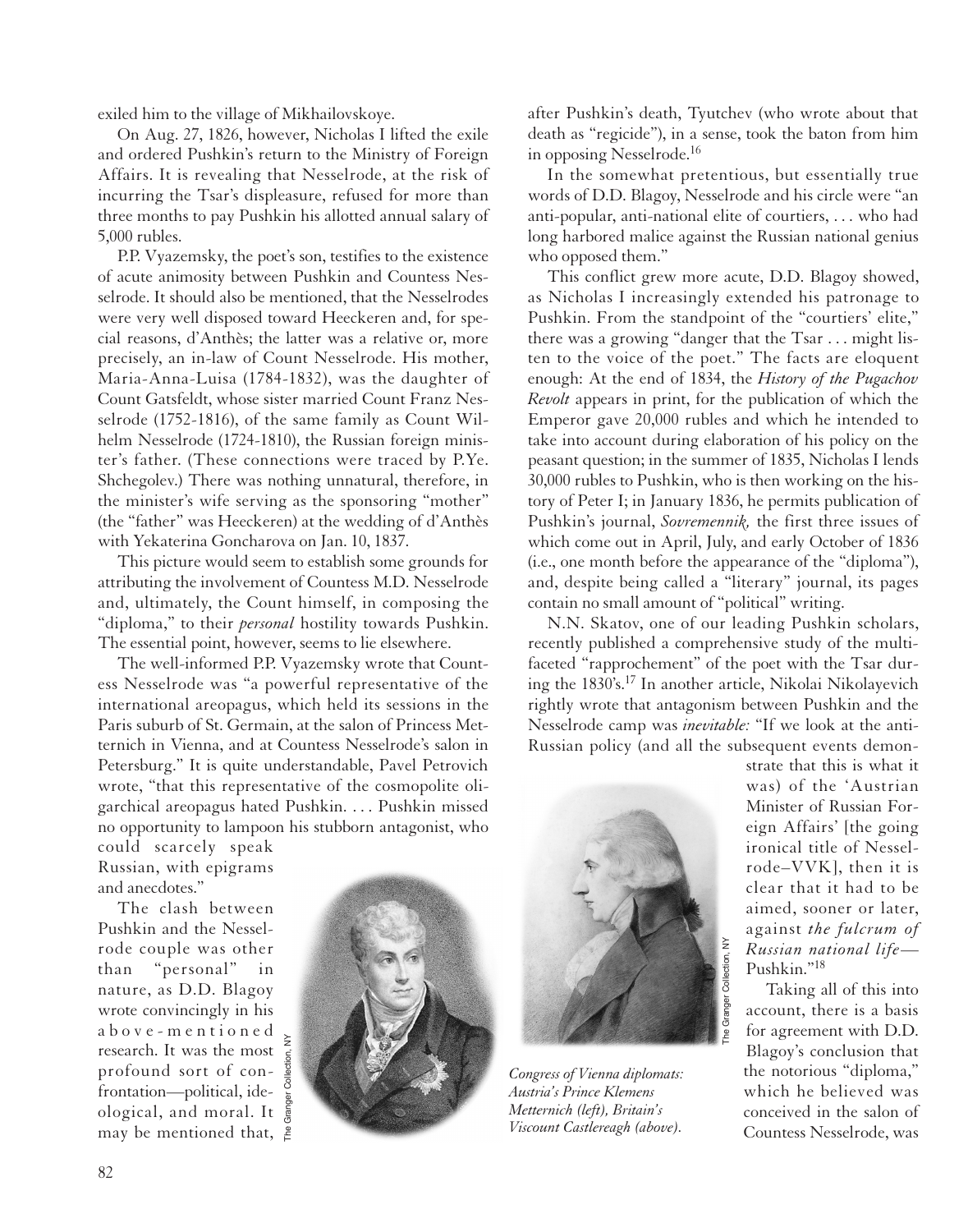exiled him to the village of Mikhailovskoye.

On Aug. 27, 1826, however, Nicholas I lifted the exile and ordered Pushkin's return to the Ministry of Foreign Affairs. It is revealing that Nesselrode, at the risk of incurring the Tsar's displeasure, refused for more than three months to pay Pushkin his allotted annual salary of 5,000 rubles.

P.P. Vyazemsky, the poet's son, testifies to the existence of acute animosity between Pushkin and Countess Nesselrode. It should also be mentioned, that the Nesselrodes were very well disposed toward Heeckeren and, for special reasons, d'Anthès; the latter was a relative or, more precisely, an in-law of Count Nesselrode. His mother, Maria-Anna-Luisa (1784-1832), was the daughter of Count Gatsfeldt, whose sister married Count Franz Nesselrode (1752-1816), of the same family as Count Wilhelm Nesselrode (1724-1810), the Russian foreign minister's father. (These connections were traced by P.Ye. Shchegolev.) There was nothing unnatural, therefore, in the minister's wife serving as the sponsoring "mother" (the "father" was Heeckeren) at the wedding of d'Anthès with Yekaterina Goncharova on Jan. 10, 1837.

This picture would seem to establish some grounds for attributing the involvement of Countess M.D. Nesselrode and, ultimately, the Count himself, in composing the "diploma," to their *personal* hostility towards Pushkin. The essential point, however, seems to lie elsewhere.

The well-informed P.P. Vyazemsky wrote that Countess Nesselrode was "a powerful representative of the international areopagus, which held its sessions in the Paris suburb of St. Germain, at the salon of Princess Metternich in Vienna, and at Countess Nesselrode's salon in Petersburg." It is quite understandable, Pavel Petrovich wrote, "that this representative of the cosmopolite oligarchical areopagus hated Pushkin. . . . Pushkin missed no opportunity to lampoon his stubborn antagonist, who could scarcely speak Russian, with epigrams and anecdotes."

The clash between Pushkin and the Nesselrode couple was other than "personal" in nature, as D.D. Blagoy wrote convincingly in his above-mentioned research. It was the most profound sort of confrontation—political, ideological, and moral. It may be mentioned that, after Pushkin's death, Tyutchev (who wrote about that death as "regicide"), in a sense, took the baton from him in opposing Nesselrode.[16]

In the somewhat pretentious, but essentially true words of D.D. Blagoy, Nesselrode and his circle were "an anti-popular, anti-national elite of courtiers, . . . who had long harbored malice against the Russian national genius who opposed them."

This conflict grew more acute, D.D. Blagoy showed, as Nicholas I increasingly extended his patronage to Pushkin. From the standpoint of the "courtiers' elite," there was a growing "danger that the Tsar . . . might listen to the voice of the poet." The facts are eloquent enough: At the end of 1834, the *History of the Pugachov Revolt* appears in print, for the publication of which the Emperor gave 20,000 rubles and which he intended to take into account during elaboration of his policy on the peasant question; in the summer of 1835, Nicholas I lends 30,000 rubles to Pushkin, who is then working on the history of Peter I; in January 1836, he permits publication of Pushkin's journal, *Sovremennik,* the first three issues of which come out in April, July, and early October of 1836 (i.e., one month before the appearance of the "diploma"), and, despite being called a "literary" journal, its pages contain no small amount of "political" writing.

N.N. Skatov, one of our leading Pushkin scholars, recently published a comprehensive study of the multifaceted "rapprochement" of the poet with the Tsar during the 1830's.[17] In another article, Nikolai Nikolayevich rightly wrote that antagonism between Pushkin and the Nesselrode camp was *inevitable:* "If we look at the anti-Russian policy (and all the subsequent events demonstrate that this is what it was) of the 'Austrian Minister of Russian Foreign Affairs' [the going ironical title of Nesselrode–VVK], then it is clear that it had to be aimed, sooner or later, against *the fulcrum of Russian national life*—Pushkin."[18]

*Congress of Vienna diplomats: Austria's Prince Klemens Metternich (left), Britain's Viscount Castlereagh (above).*

Taking all of this into account, there is a basis for agreement with D.D. Blagoy's conclusion that the notorious "diploma," which he believed was conceived in the salon of Countess Nesselrode, was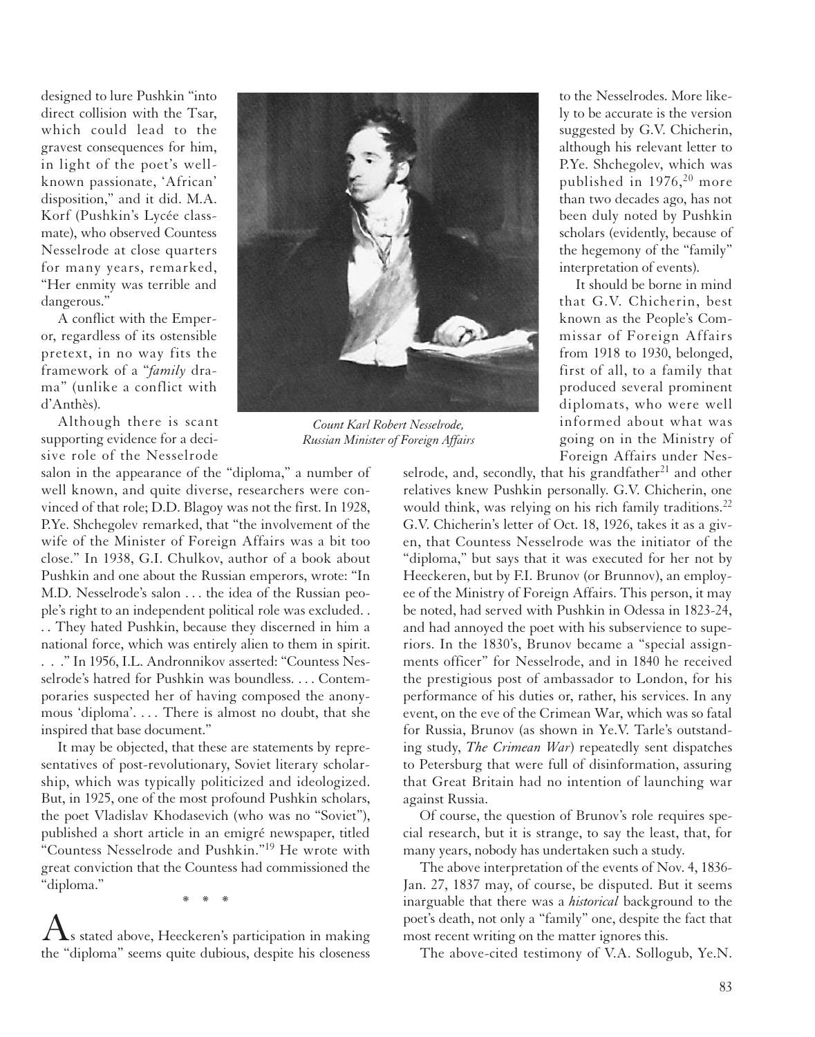designed to lure Pushkin "into direct collision with the Tsar, which could lead to the gravest consequences for him, in light of the poet's well-known passionate, 'African' disposition," and it did. M.A. Korf (Pushkin's Lycée classmate), who observed Countess Nesselrode at close quarters for many years, remarked, "Her enmity was terrible and dangerous."

A conflict with the Emperor, regardless of its ostensible pretext, in no way fits the framework of a "*family* drama" (unlike a conflict with d'Anthès).

Although there is scant supporting evidence for a decisive role of the Nesselrode salon in the appearance of the "diploma," a number of well known, and quite diverse, researchers were convinced of that role; D.D. Blagoy was not the first. In 1928, P.Ye. Shchegolev remarked, that "the involvement of the wife of the Minister of Foreign Affairs was a bit too close." In 1938, G.I. Chulkov, author of a book about Pushkin and one about the Russian emperors, wrote: "In M.D. Nesselrode's salon . . . the idea of the Russian people's right to an independent political role was excluded. . . . They hated Pushkin, because they discerned in him a national force, which was entirely alien to them in spirit. . . ." In 1956, I.L. Andronnikov asserted: "Countess Nesselrode's hatred for Pushkin was boundless. . . . Contemporaries suspected her of having composed the anonymous 'diploma'. . . . There is almost no doubt, that she inspired that base document."

It may be objected, that these are statements by representatives of post-revolutionary, Soviet literary scholarship, which was typically politicized and ideologized. But, in 1925, one of the most profound Pushkin scholars, the poet Vladislav Khodasevich (who was no "Soviet"), published a short article in an emigré newspaper, titled "Countess Nesselrode and Pushkin."[19] He wrote with great conviction that the Countess had commissioned the "diploma."

*Count Karl Robert Nesselrode, Russian Minister of Foreign Affairs*

\* \* \*

As stated above, Heeckeren's participation in making the "diploma" seems quite dubious, despite his closeness to the Nesselrodes. More likely to be accurate is the version suggested by G.V. Chicherin, although his relevant letter to P.Ye. Shchegolev, which was published in 1976,[20] more than two decades ago, has not been duly noted by Pushkin scholars (evidently, because of the hegemony of the "family" interpretation of events).

It should be borne in mind that G.V. Chicherin, best known as the People's Commissar of Foreign Affairs from 1918 to 1930, belonged, first of all, to a family that produced several prominent diplomats, who were well informed about what was going on in the Ministry of Foreign Affairs under Nesselrode, and, secondly, that his grandfather[21] and other relatives knew Pushkin personally. G.V. Chicherin, one would think, was relying on his rich family traditions.[22] G.V. Chicherin's letter of Oct. 18, 1926, takes it as a given, that Countess Nesselrode was the initiator of the "diploma," but says that it was executed for her not by Heeckeren, but by F.I. Brunov (or Brunnov), an employee of the Ministry of Foreign Affairs. This person, it may be noted, had served with Pushkin in Odessa in 1823-24, and had annoyed the poet with his subservience to superiors. In the 1830's, Brunov became a "special assignments officer" for Nesselrode, and in 1840 he received the prestigious post of ambassador to London, for his performance of his duties or, rather, his services. In any event, on the eve of the Crimean War, which was so fatal for Russia, Brunov (as shown in Ye.V. Tarle's outstanding study, *The Crimean War*) repeatedly sent dispatches to Petersburg that were full of disinformation, assuring that Great Britain had no intention of launching war against Russia.

Of course, the question of Brunov's role requires special research, but it is strange, to say the least, that, for many years, nobody has undertaken such a study.

The above interpretation of the events of Nov. 4, 1836-Jan. 27, 1837 may, of course, be disputed. But it seems inarguable that there was a *historical* background to the poet's death, not only a "family" one, despite the fact that most recent writing on the matter ignores this.

The above-cited testimony of V.A. Sollogub, Ye.N.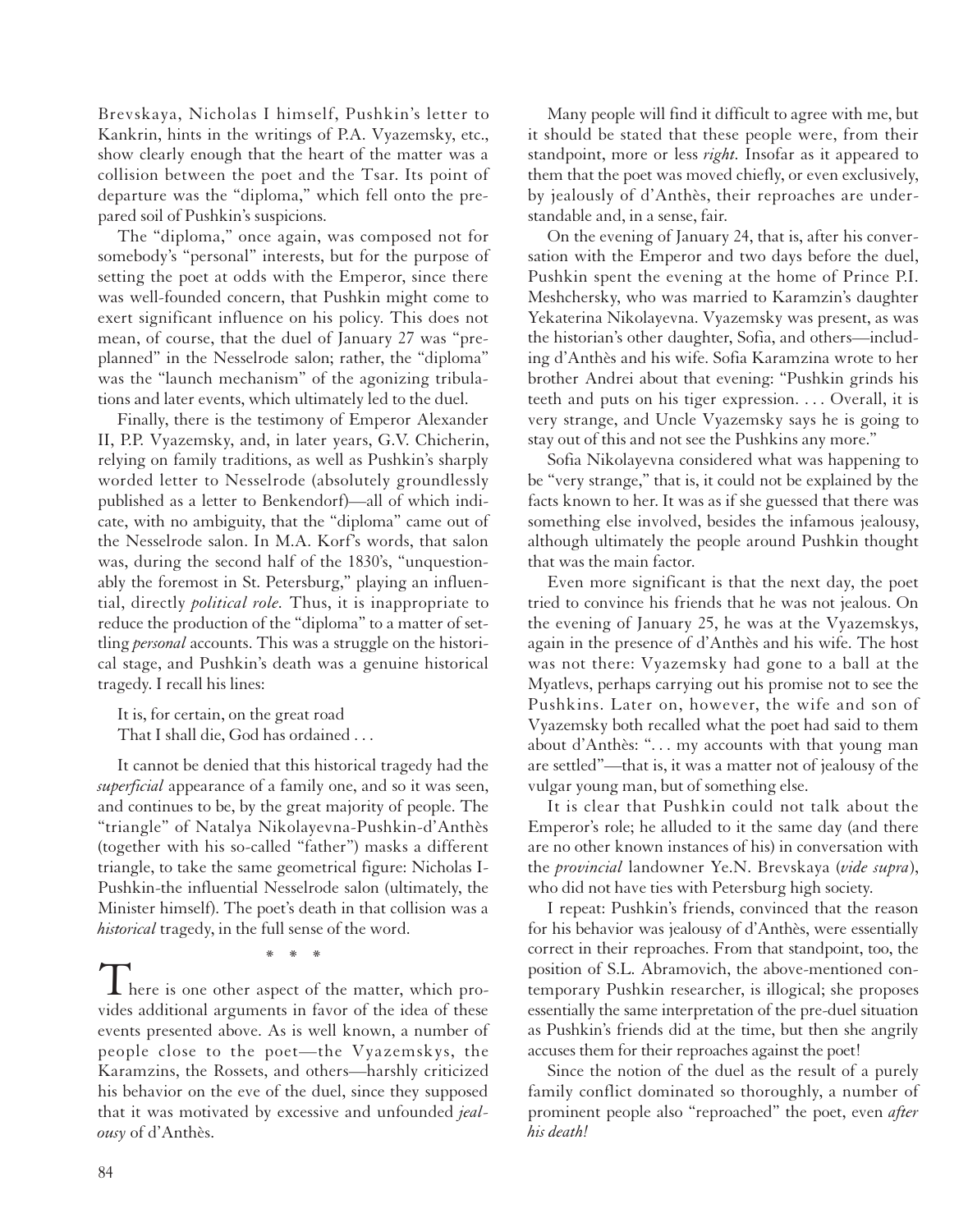Brevskaya, Nicholas I himself, Pushkin's letter to Kankrin, hints in the writings of P.A. Vyazemsky, etc., show clearly enough that the heart of the matter was a collision between the poet and the Tsar. Its point of departure was the "diploma," which fell onto the prepared soil of Pushkin's suspicions.

The "diploma," once again, was composed not for somebody's "personal" interests, but for the purpose of setting the poet at odds with the Emperor, since there was well-founded concern, that Pushkin might come to exert significant influence on his policy. This does not mean, of course, that the duel of January 27 was "preplanned" in the Nesselrode salon; rather, the "diploma" was the "launch mechanism" of the agonizing tribulations and later events, which ultimately led to the duel.

Finally, there is the testimony of Emperor Alexander II, P.P. Vyazemsky, and, in later years, G.V. Chicherin, relying on family traditions, as well as Pushkin's sharply worded letter to Nesselrode (absolutely groundlessly published as a letter to Benkendorf)—all of which indicate, with no ambiguity, that the "diploma" came out of the Nesselrode salon. In M.A. Korf's words, that salon was, during the second half of the 1830's, "unquestionably the foremost in St. Petersburg," playing an influential, directly *political role.* Thus, it is inappropriate to reduce the production of the "diploma" to a matter of settling *personal* accounts. This was a struggle on the historical stage, and Pushkin's death was a genuine historical tragedy. I recall his lines:

> It is, for certain, on the great road
> That I shall die, God has ordained . . .

It cannot be denied that this historical tragedy had the *superficial* appearance of a family one, and so it was seen, and continues to be, by the great majority of people. The "triangle" of Natalya Nikolayevna-Pushkin-d'Anthès (together with his so-called "father") masks a different triangle, to take the same geometrical figure: Nicholas I-Pushkin-the influential Nesselrode salon (ultimately, the Minister himself). The poet's death in that collision was a *historical* tragedy, in the full sense of the word.

\* \* \*

There is one other aspect of the matter, which provides additional arguments in favor of the idea of these events presented above. As is well known, a number of people close to the poet—the Vyazemskys, the Karamzins, the Rossets, and others—harshly criticized his behavior on the eve of the duel, since they supposed that it was motivated by excessive and unfounded *jealousy* of d'Anthès.

Many people will find it difficult to agree with me, but it should be stated that these people were, from their standpoint, more or less *right.* Insofar as it appeared to them that the poet was moved chiefly, or even exclusively, by jealously of d'Anthès, their reproaches are understandable and, in a sense, fair.

On the evening of January 24, that is, after his conversation with the Emperor and two days before the duel, Pushkin spent the evening at the home of Prince P.I. Meshchersky, who was married to Karamzin's daughter Yekaterina Nikolayevna. Vyazemsky was present, as was the historian's other daughter, Sofia, and others—including d'Anthès and his wife. Sofia Karamzina wrote to her brother Andrei about that evening: "Pushkin grinds his teeth and puts on his tiger expression. . . . Overall, it is very strange, and Uncle Vyazemsky says he is going to stay out of this and not see the Pushkins any more."

Sofia Nikolayevna considered what was happening to be "very strange," that is, it could not be explained by the facts known to her. It was as if she guessed that there was something else involved, besides the infamous jealousy, although ultimately the people around Pushkin thought that was the main factor.

Even more significant is that the next day, the poet tried to convince his friends that he was not jealous. On the evening of January 25, he was at the Vyazemskys, again in the presence of d'Anthès and his wife. The host was not there: Vyazemsky had gone to a ball at the Myatlevs, perhaps carrying out his promise not to see the Pushkins. Later on, however, the wife and son of Vyazemsky both recalled what the poet had said to them about d'Anthès: ". . . my accounts with that young man are settled"—that is, it was a matter not of jealousy of the vulgar young man, but of something else.

It is clear that Pushkin could not talk about the Emperor's role; he alluded to it the same day (and there are no other known instances of his) in conversation with the *provincial* landowner Ye.N. Brevskaya (*vide supra*), who did not have ties with Petersburg high society.

I repeat: Pushkin's friends, convinced that the reason for his behavior was jealousy of d'Anthès, were essentially correct in their reproaches. From that standpoint, too, the position of S.L. Abramovich, the above-mentioned contemporary Pushkin researcher, is illogical; she proposes essentially the same interpretation of the pre-duel situation as Pushkin's friends did at the time, but then she angrily accuses them for their reproaches against the poet!

Since the notion of the duel as the result of a purely family conflict dominated so thoroughly, a number of prominent people also "reproached" the poet, even *after his death!*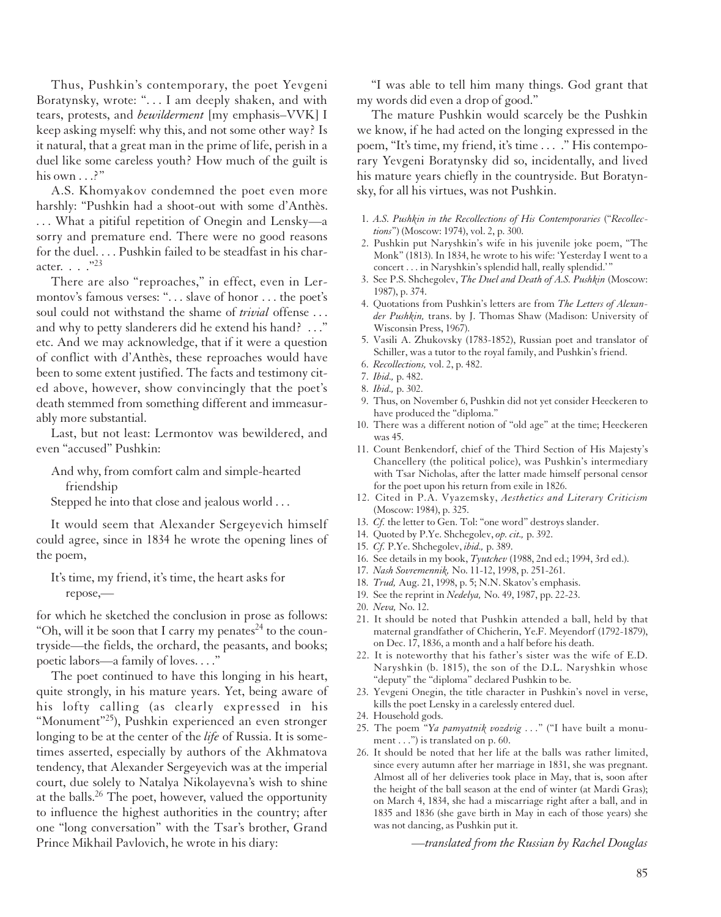Thus, Pushkin's contemporary, the poet Yevgeni Boratynsky, wrote: ". . . I am deeply shaken, and with tears, protests, and *bewilderment* [my emphasis–VVK] I keep asking myself: why this, and not some other way? Is it natural, that a great man in the prime of life, perish in a duel like some careless youth? How much of the guilt is his own . . .?"

A.S. Khomyakov condemned the poet even more harshly: "Pushkin had a shoot-out with some d'Anthès. . . . What a pitiful repetition of Onegin and Lensky—a sorry and premature end. There were no good reasons for the duel. . . . Pushkin failed to be steadfast in his character. . . ."[23]

There are also "reproaches," in effect, even in Lermontov's famous verses: ". . . slave of honor . . . the poet's soul could not withstand the shame of *trivial* offense . . . and why to petty slanderers did he extend his hand? . . ." etc. And we may acknowledge, that if it were a question of conflict with d'Anthès, these reproaches would have been to some extent justified. The facts and testimony cited above, however, show convincingly that the poet's death stemmed from something different and immeasurably more substantial.

Last, but not least: Lermontov was bewildered, and even "accused" Pushkin:

> And why, from comfort calm and simple-hearted friendship
> Stepped he into that close and jealous world . . .

It would seem that Alexander Sergeyevich himself could agree, since in 1834 he wrote the opening lines of the poem,

> It's time, my friend, it's time, the heart asks for repose,—

for which he sketched the conclusion in prose as follows: "Oh, will it be soon that I carry my penates[24] to the countryside—the fields, the orchard, the peasants, and books; poetic labors—a family of loves. . . ."

The poet continued to have this longing in his heart, quite strongly, in his mature years. Yet, being aware of his lofty calling (as clearly expressed in his "Monument"[25]), Pushkin experienced an even stronger longing to be at the center of the *life* of Russia. It is sometimes asserted, especially by authors of the Akhmatova tendency, that Alexander Sergeyevich was at the imperial court, due solely to Natalya Nikolayevna's wish to shine at the balls.[26] The poet, however, valued the opportunity to influence the highest authorities in the country; after one "long conversation" with the Tsar's brother, Grand Prince Mikhail Pavlovich, he wrote in his diary:

"I was able to tell him many things. God grant that my words did even a drop of good."

The mature Pushkin would scarcely be the Pushkin we know, if he had acted on the longing expressed in the poem, "It's time, my friend, it's time . . . ." His contemporary Yevgeni Boratynsky did so, incidentally, and lived his mature years chiefly in the countryside. But Boratynsky, for all his virtues, was not Pushkin.

1. *A.S. Pushkin in the Recollections of His Contemporaries* ("*Recollections*") (Moscow: 1974), vol. 2, p. 300.
2. Pushkin put Naryshkin's wife in his juvenile joke poem, "The Monk" (1813). In 1834, he wrote to his wife: 'Yesterday I went to a concert . . . in Naryshkin's splendid hall, really splendid.' "
3. See P.S. Shchegolev, *The Duel and Death of A.S. Pushkin* (Moscow: 1987), p. 374.
4. Quotations from Pushkin's letters are from *The Letters of Alexander Pushkin,* trans. by J. Thomas Shaw (Madison: University of Wisconsin Press, 1967).
5. Vasili A. Zhukovsky (1783-1852), Russian poet and translator of Schiller, was a tutor to the royal family, and Pushkin's friend.
6. *Recollections,* vol. 2, p. 482.
7. *Ibid.,* p. 482.
8. *Ibid.,* p. 302.
9. Thus, on November 6, Pushkin did not yet consider Heeckeren to have produced the "diploma."
10. There was a different notion of "old age" at the time; Heeckeren was 45.
11. Count Benkendorf, chief of the Third Section of His Majesty's Chancellery (the political police), was Pushkin's intermediary with Tsar Nicholas, after the latter made himself personal censor for the poet upon his return from exile in 1826.
12. Cited in P.A. Vyazemsky, *Aesthetics and Literary Criticism* (Moscow: 1984), p. 325.
13. *Cf.* the letter to Gen. Tol: "one word" destroys slander.
14. Quoted by P.Ye. Shchegolev, *op. cit.,* p. 392.
15. *Cf.* P.Ye. Shchegolev, *ibid.,* p. 389.
16. See details in my book, *Tyutchev* (1988, 2nd ed.; 1994, 3rd ed.).
17. *Nash Sovremennik,* No. 11-12, 1998, p. 251-261.
18. *Trud,* Aug. 21, 1998, p. 5; N.N. Skatov's emphasis.
19. See the reprint in *Nedelya,* No. 49, 1987, pp. 22-23.
20. *Neva,* No. 12.
21. It should be noted that Pushkin attended a ball, held by that maternal grandfather of Chicherin, Ye.F. Meyendorf (1792-1879), on Dec. 17, 1836, a month and a half before his death.
22. It is noteworthy that his father's sister was the wife of E.D. Naryshkin (b. 1815), the son of the D.L. Naryshkin whose "deputy" the "diploma" declared Pushkin to be.
23. Yevgeni Onegin, the title character in Pushkin's novel in verse, kills the poet Lensky in a carelessly entered duel.
24. Household gods.
25. The poem "*Ya pamyatnik vozdvig* . . ." ("I have built a monument . . .") is translated on p. 60.
26. It should be noted that her life at the balls was rather limited, since every autumn after her marriage in 1831, she was pregnant. Almost all of her deliveries took place in May, that is, soon after the height of the ball season at the end of winter (at Mardi Gras); on March 4, 1834, she had a miscarriage right after a ball, and in 1835 and 1836 (she gave birth in May in each of those years) she was not dancing, as Pushkin put it.

*—translated from the Russian by Rachel Douglas*